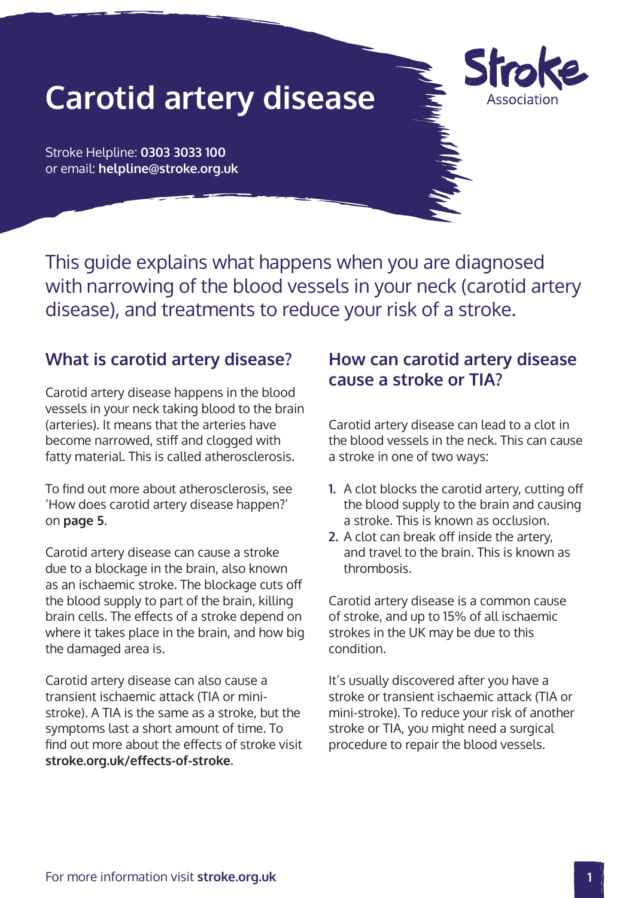# Carotid artery disease

Stroke Helpline: **0303 3033 100**
or email: **helpline@stroke.org.uk**

This guide explains what happens when you are diagnosed with narrowing of the blood vessels in your neck (carotid artery disease), and treatments to reduce your risk of a stroke.

## What is carotid artery disease?

Carotid artery disease happens in the blood vessels in your neck taking blood to the brain (arteries). It means that the arteries have become narrowed, stiff and clogged with fatty material. This is called atherosclerosis.

To find out more about atherosclerosis, see 'How does carotid artery disease happen?' on **page 5**.

Carotid artery disease can cause a stroke due to a blockage in the brain, also known as an ischaemic stroke. The blockage cuts off the blood supply to part of the brain, killing brain cells. The effects of a stroke depend on where it takes place in the brain, and how big the damaged area is.

Carotid artery disease can also cause a transient ischaemic attack (TIA or mini-stroke). A TIA is the same as a stroke, but the symptoms last a short amount of time. To find out more about the effects of stroke visit **stroke.org.uk/effects-of-stroke**.

## How can carotid artery disease cause a stroke or TIA?

Carotid artery disease can lead to a clot in the blood vessels in the neck. This can cause a stroke in one of two ways:

1. A clot blocks the carotid artery, cutting off the blood supply to the brain and causing a stroke. This is known as occlusion.
2. A clot can break off inside the artery, and travel to the brain. This is known as thrombosis.

Carotid artery disease is a common cause of stroke, and up to 15% of all ischaemic strokes in the UK may be due to this condition.

It's usually discovered after you have a stroke or transient ischaemic attack (TIA or mini-stroke). To reduce your risk of another stroke or TIA, you might need a surgical procedure to repair the blood vessels.

For more information visit **stroke.org.uk**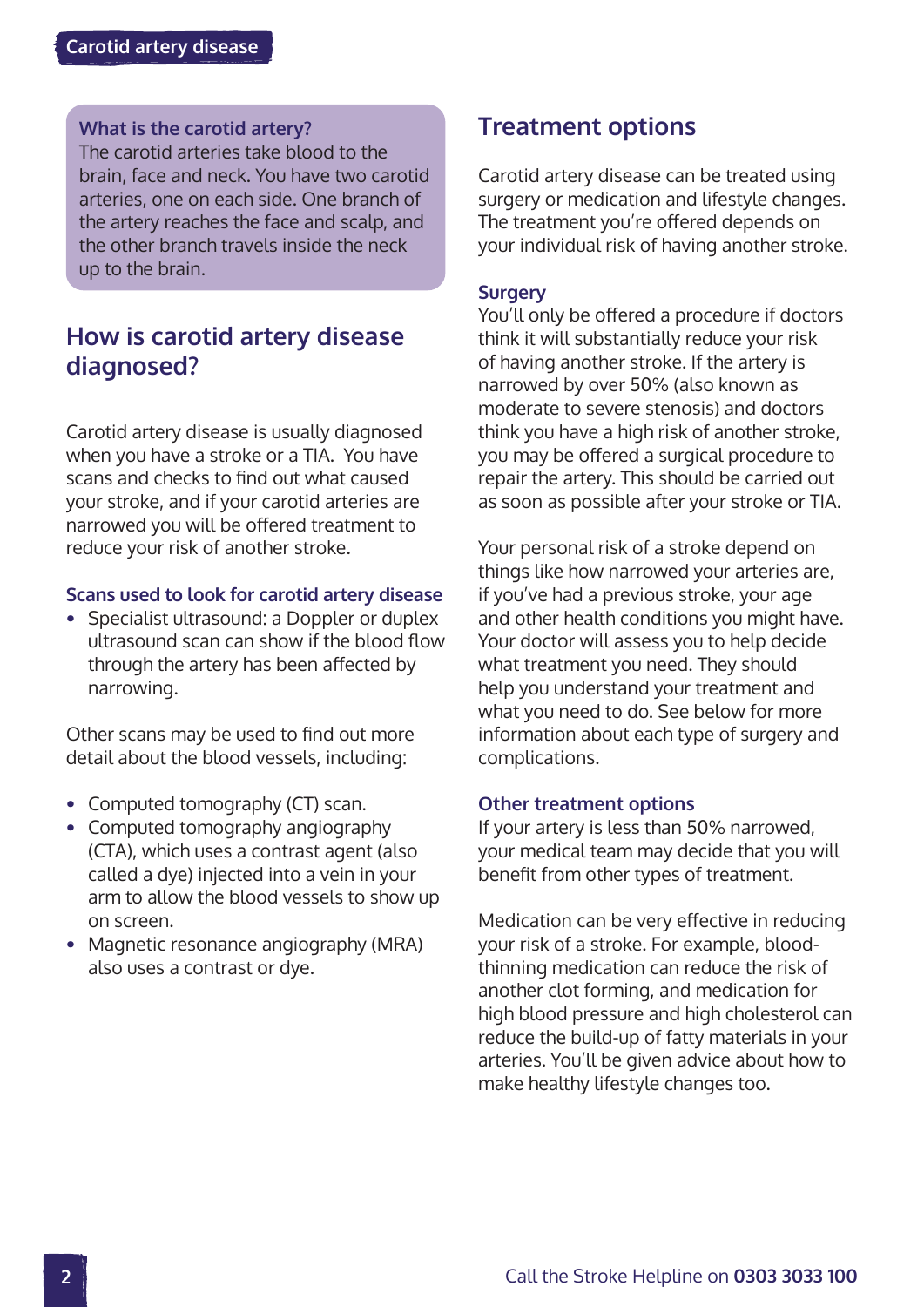### What is the carotid artery?

The carotid arteries take blood to the brain, face and neck. You have two carotid arteries, one on each side. One branch of the artery reaches the face and scalp, and the other branch travels inside the neck up to the brain.

## How is carotid artery disease diagnosed?

Carotid artery disease is usually diagnosed when you have a stroke or a TIA. You have scans and checks to find out what caused your stroke, and if your carotid arteries are narrowed you will be offered treatment to reduce your risk of another stroke.

### Scans used to look for carotid artery disease

- Specialist ultrasound: a Doppler or duplex ultrasound scan can show if the blood flow through the artery has been affected by narrowing.

Other scans may be used to find out more detail about the blood vessels, including:

- Computed tomography (CT) scan.
- Computed tomography angiography (CTA), which uses a contrast agent (also called a dye) injected into a vein in your arm to allow the blood vessels to show up on screen.
- Magnetic resonance angiography (MRA) also uses a contrast or dye.

## Treatment options

Carotid artery disease can be treated using surgery or medication and lifestyle changes. The treatment you're offered depends on your individual risk of having another stroke.

### Surgery

You'll only be offered a procedure if doctors think it will substantially reduce your risk of having another stroke. If the artery is narrowed by over 50% (also known as moderate to severe stenosis) and doctors think you have a high risk of another stroke, you may be offered a surgical procedure to repair the artery. This should be carried out as soon as possible after your stroke or TIA.

Your personal risk of a stroke depend on things like how narrowed your arteries are, if you've had a previous stroke, your age and other health conditions you might have. Your doctor will assess you to help decide what treatment you need. They should help you understand your treatment and what you need to do. See below for more information about each type of surgery and complications.

### Other treatment options

If your artery is less than 50% narrowed, your medical team may decide that you will benefit from other types of treatment.

Medication can be very effective in reducing your risk of a stroke. For example, blood-thinning medication can reduce the risk of another clot forming, and medication for high blood pressure and high cholesterol can reduce the build-up of fatty materials in your arteries. You'll be given advice about how to make healthy lifestyle changes too.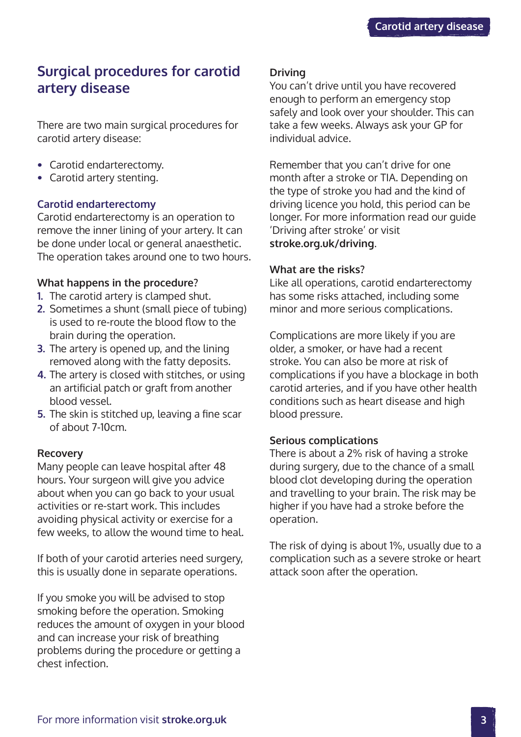## Surgical procedures for carotid artery disease

There are two main surgical procedures for carotid artery disease:

- Carotid endarterectomy.
- Carotid artery stenting.

### Carotid endarterectomy

Carotid endarterectomy is an operation to remove the inner lining of your artery. It can be done under local or general anaesthetic. The operation takes around one to two hours.

**What happens in the procedure?**

1. The carotid artery is clamped shut.
2. Sometimes a shunt (small piece of tubing) is used to re-route the blood flow to the brain during the operation.
3. The artery is opened up, and the lining removed along with the fatty deposits.
4. The artery is closed with stitches, or using an artificial patch or graft from another blood vessel.
5. The skin is stitched up, leaving a fine scar of about 7-10cm.

**Recovery**

Many people can leave hospital after 48 hours. Your surgeon will give you advice about when you can go back to your usual activities or re-start work. This includes avoiding physical activity or exercise for a few weeks, to allow the wound time to heal.

If both of your carotid arteries need surgery, this is usually done in separate operations.

If you smoke you will be advised to stop smoking before the operation. Smoking reduces the amount of oxygen in your blood and can increase your risk of breathing problems during the procedure or getting a chest infection.

**Driving**

You can't drive until you have recovered enough to perform an emergency stop safely and look over your shoulder. This can take a few weeks. Always ask your GP for individual advice.

Remember that you can't drive for one month after a stroke or TIA. Depending on the type of stroke you had and the kind of driving licence you hold, this period can be longer. For more information read our guide 'Driving after stroke' or visit **stroke.org.uk/driving**.

**What are the risks?**

Like all operations, carotid endarterectomy has some risks attached, including some minor and more serious complications.

Complications are more likely if you are older, a smoker, or have had a recent stroke. You can also be more at risk of complications if you have a blockage in both carotid arteries, and if you have other health conditions such as heart disease and high blood pressure.

**Serious complications**

There is about a 2% risk of having a stroke during surgery, due to the chance of a small blood clot developing during the operation and travelling to your brain. The risk may be higher if you have had a stroke before the operation.

The risk of dying is about 1%, usually due to a complication such as a severe stroke or heart attack soon after the operation.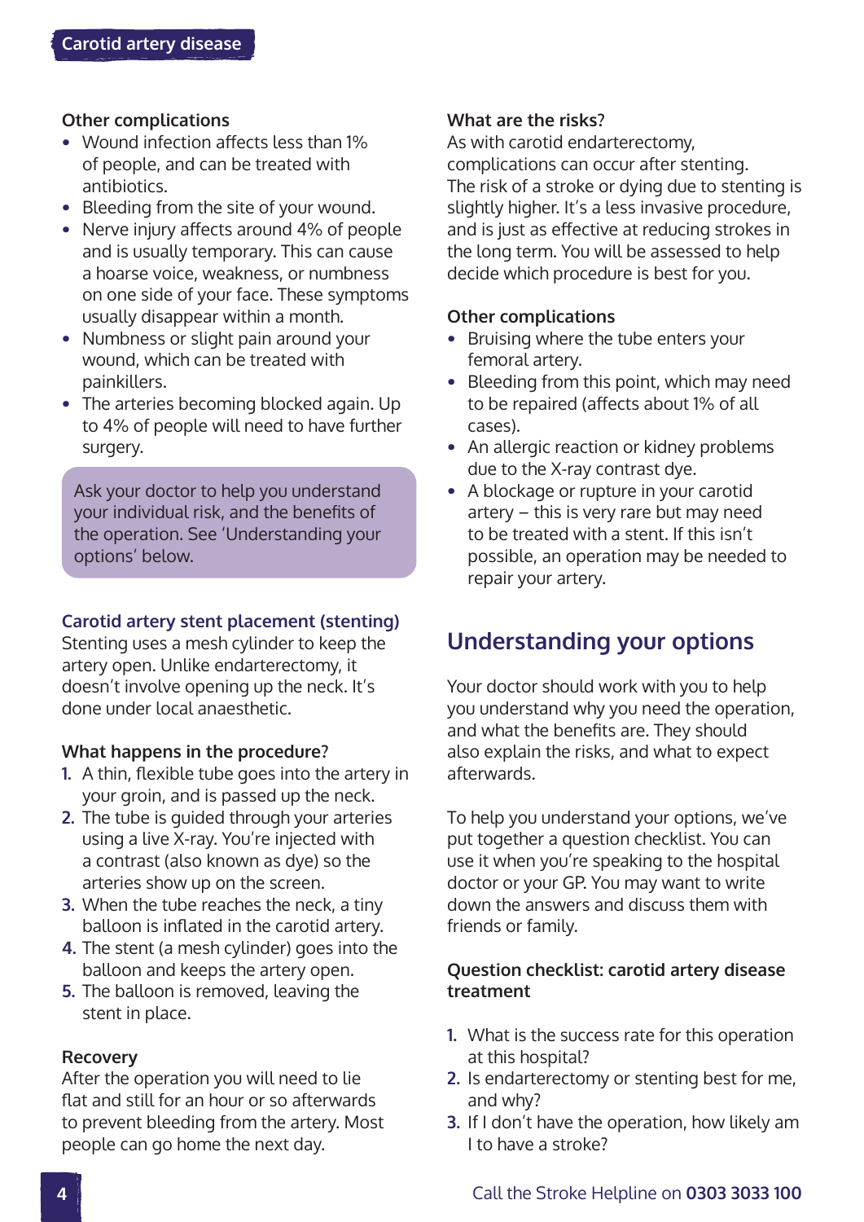### Other complications

- Wound infection affects less than 1% of people, and can be treated with antibiotics.
- Bleeding from the site of your wound.
- Nerve injury affects around 4% of people and is usually temporary. This can cause a hoarse voice, weakness, or numbness on one side of your face. These symptoms usually disappear within a month.
- Numbness or slight pain around your wound, which can be treated with painkillers.
- The arteries becoming blocked again. Up to 4% of people will need to have further surgery.

> Ask your doctor to help you understand your individual risk, and the benefits of the operation. See 'Understanding your options' below.

### Carotid artery stent placement (stenting)

Stenting uses a mesh cylinder to keep the artery open. Unlike endarterectomy, it doesn't involve opening up the neck. It's done under local anaesthetic.

### What happens in the procedure?

1. A thin, flexible tube goes into the artery in your groin, and is passed up the neck.
2. The tube is guided through your arteries using a live X-ray. You're injected with a contrast (also known as dye) so the arteries show up on the screen.
3. When the tube reaches the neck, a tiny balloon is inflated in the carotid artery.
4. The stent (a mesh cylinder) goes into the balloon and keeps the artery open.
5. The balloon is removed, leaving the stent in place.

### Recovery

After the operation you will need to lie flat and still for an hour or so afterwards to prevent bleeding from the artery. Most people can go home the next day.

### What are the risks?

As with carotid endarterectomy, complications can occur after stenting. The risk of a stroke or dying due to stenting is slightly higher. It's a less invasive procedure, and is just as effective at reducing strokes in the long term. You will be assessed to help decide which procedure is best for you.

### Other complications

- Bruising where the tube enters your femoral artery.
- Bleeding from this point, which may need to be repaired (affects about 1% of all cases).
- An allergic reaction or kidney problems due to the X-ray contrast dye.
- A blockage or rupture in your carotid artery – this is very rare but may need to be treated with a stent. If this isn't possible, an operation may be needed to repair your artery.

## Understanding your options

Your doctor should work with you to help you understand why you need the operation, and what the benefits are. They should also explain the risks, and what to expect afterwards.

To help you understand your options, we've put together a question checklist. You can use it when you're speaking to the hospital doctor or your GP. You may want to write down the answers and discuss them with friends or family.

### Question checklist: carotid artery disease treatment

1. What is the success rate for this operation at this hospital?
2. Is endarterectomy or stenting best for me, and why?
3. If I don't have the operation, how likely am I to have a stroke?

Call the Stroke Helpline on **0303 3033 100**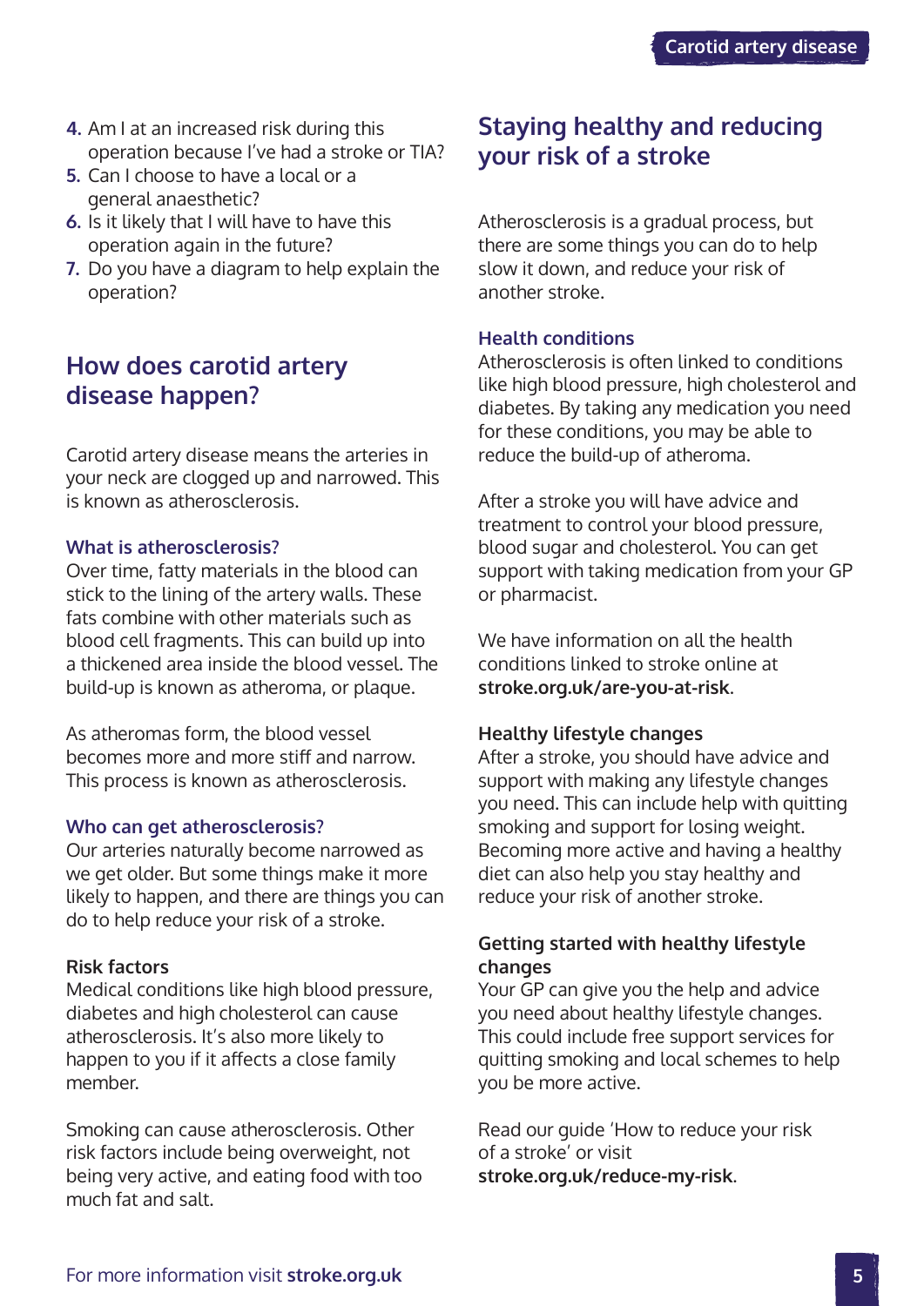4. Am I at an increased risk during this operation because I've had a stroke or TIA?
5. Can I choose to have a local or a general anaesthetic?
6. Is it likely that I will have to have this operation again in the future?
7. Do you have a diagram to help explain the operation?

## How does carotid artery disease happen?

Carotid artery disease means the arteries in your neck are clogged up and narrowed. This is known as atherosclerosis.

### What is atherosclerosis?

Over time, fatty materials in the blood can stick to the lining of the artery walls. These fats combine with other materials such as blood cell fragments. This can build up into a thickened area inside the blood vessel. The build-up is known as atheroma, or plaque.

As atheromas form, the blood vessel becomes more and more stiff and narrow. This process is known as atherosclerosis.

### Who can get atherosclerosis?

Our arteries naturally become narrowed as we get older. But some things make it more likely to happen, and there are things you can do to help reduce your risk of a stroke.

**Risk factors**

Medical conditions like high blood pressure, diabetes and high cholesterol can cause atherosclerosis. It's also more likely to happen to you if it affects a close family member.

Smoking can cause atherosclerosis. Other risk factors include being overweight, not being very active, and eating food with too much fat and salt.

## Staying healthy and reducing your risk of a stroke

Atherosclerosis is a gradual process, but there are some things you can do to help slow it down, and reduce your risk of another stroke.

### Health conditions

Atherosclerosis is often linked to conditions like high blood pressure, high cholesterol and diabetes. By taking any medication you need for these conditions, you may be able to reduce the build-up of atheroma.

After a stroke you will have advice and treatment to control your blood pressure, blood sugar and cholesterol. You can get support with taking medication from your GP or pharmacist.

We have information on all the health conditions linked to stroke online at **stroke.org.uk/are-you-at-risk**.

**Healthy lifestyle changes**

After a stroke, you should have advice and support with making any lifestyle changes you need. This can include help with quitting smoking and support for losing weight. Becoming more active and having a healthy diet can also help you stay healthy and reduce your risk of another stroke.

**Getting started with healthy lifestyle changes**

Your GP can give you the help and advice you need about healthy lifestyle changes. This could include free support services for quitting smoking and local schemes to help you be more active.

Read our guide 'How to reduce your risk of a stroke' or visit **stroke.org.uk/reduce-my-risk**.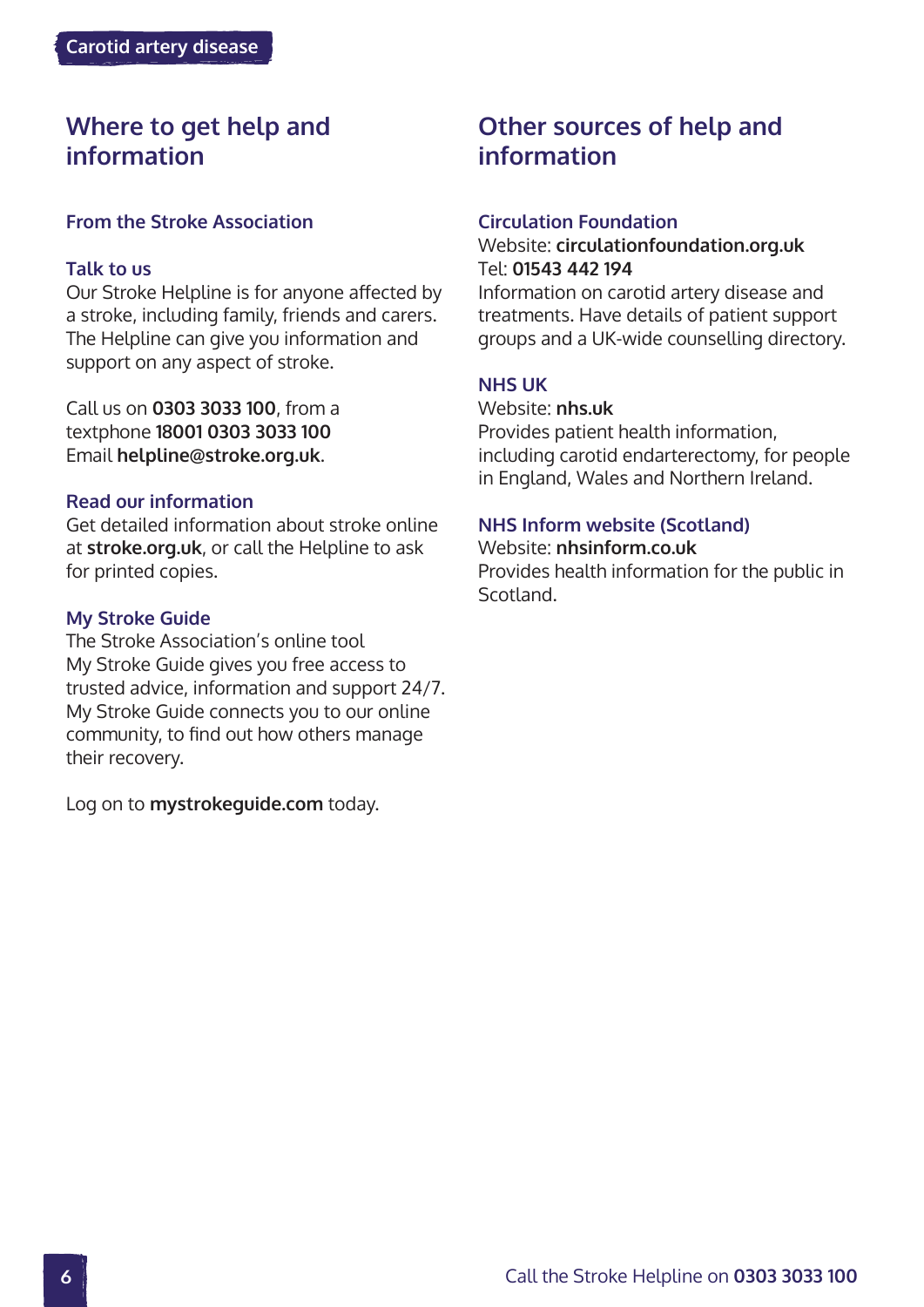## Where to get help and information

### From the Stroke Association

### Talk to us

Our Stroke Helpline is for anyone affected by a stroke, including family, friends and carers. The Helpline can give you information and support on any aspect of stroke.

Call us on **0303 3033 100**, from a textphone **18001 0303 3033 100**
Email **helpline@stroke.org.uk**.

### Read our information

Get detailed information about stroke online at **stroke.org.uk**, or call the Helpline to ask for printed copies.

### My Stroke Guide

The Stroke Association's online tool My Stroke Guide gives you free access to trusted advice, information and support 24/7. My Stroke Guide connects you to our online community, to find out how others manage their recovery.

Log on to **mystrokeguide.com** today.

## Other sources of help and information

### Circulation Foundation

Website: **circulationfoundation.org.uk**
Tel: **01543 442 194**
Information on carotid artery disease and treatments. Have details of patient support groups and a UK-wide counselling directory.

### NHS UK

Website: **nhs.uk**
Provides patient health information, including carotid endarterectomy, for people in England, Wales and Northern Ireland.

### NHS Inform website (Scotland)

Website: **nhsinform.co.uk**
Provides health information for the public in Scotland.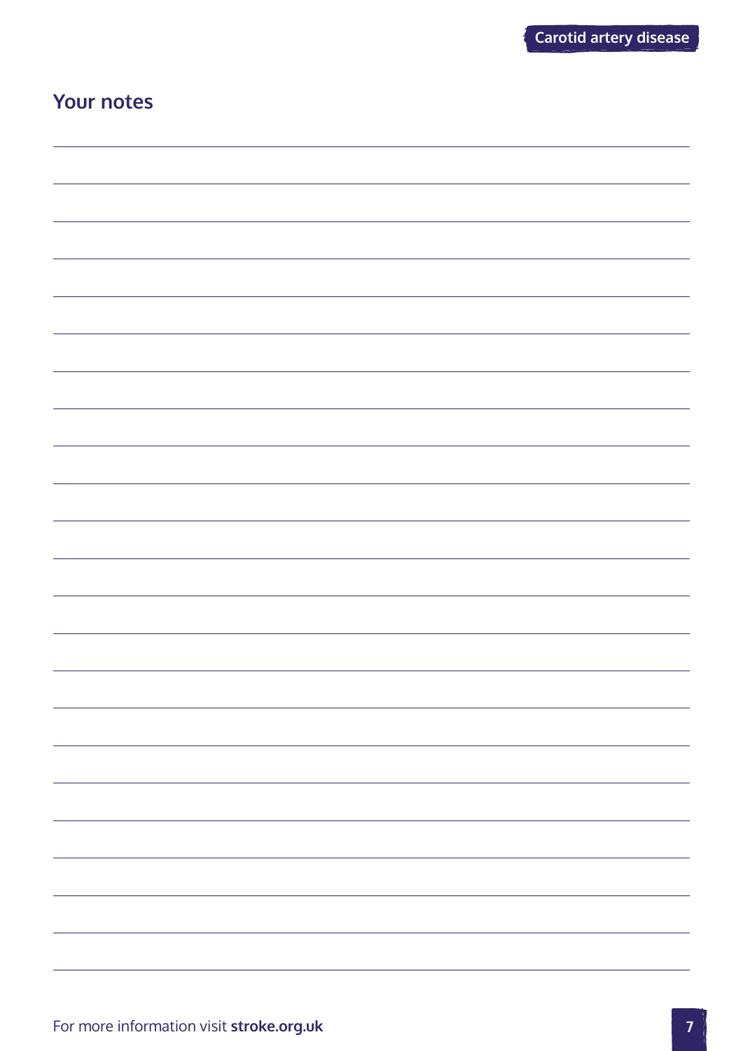## Your notes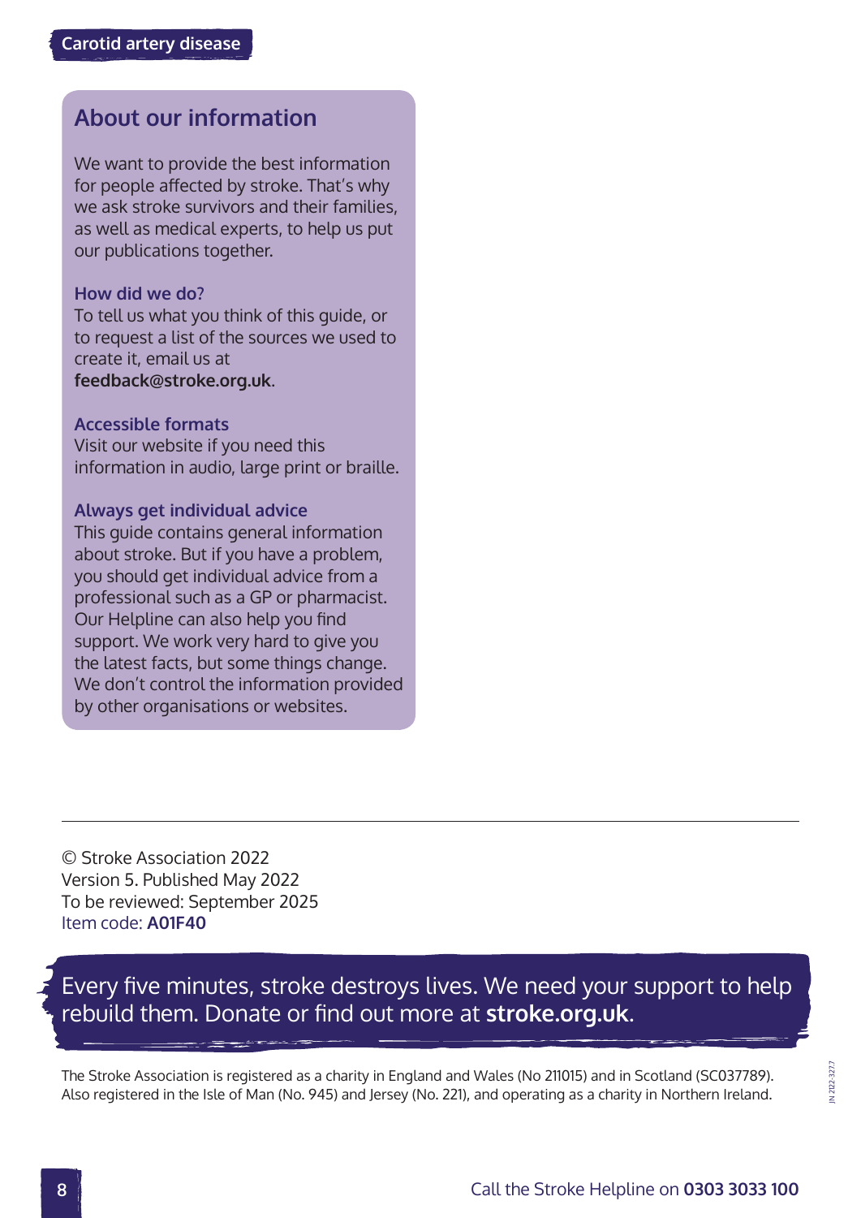## About our information

We want to provide the best information for people affected by stroke. That's why we ask stroke survivors and their families, as well as medical experts, to help us put our publications together.

### How did we do?

To tell us what you think of this guide, or to request a list of the sources we used to create it, email us at **feedback@stroke.org.uk**.

### Accessible formats

Visit our website if you need this information in audio, large print or braille.

### Always get individual advice

This guide contains general information about stroke. But if you have a problem, you should get individual advice from a professional such as a GP or pharmacist. Our Helpline can also help you find support. We work very hard to give you the latest facts, but some things change. We don't control the information provided by other organisations or websites.

---

© Stroke Association 2022
Version 5. Published May 2022
To be reviewed: September 2025
Item code: **A01F40**

Every five minutes, stroke destroys lives. We need your support to help rebuild them. Donate or find out more at **stroke.org.uk**.

The Stroke Association is registered as a charity in England and Wales (No 211015) and in Scotland (SC037789). Also registered in the Isle of Man (No. 945) and Jersey (No. 221), and operating as a charity in Northern Ireland.

JN 2122-327.7

Call the Stroke Helpline on **0303 3033 100**